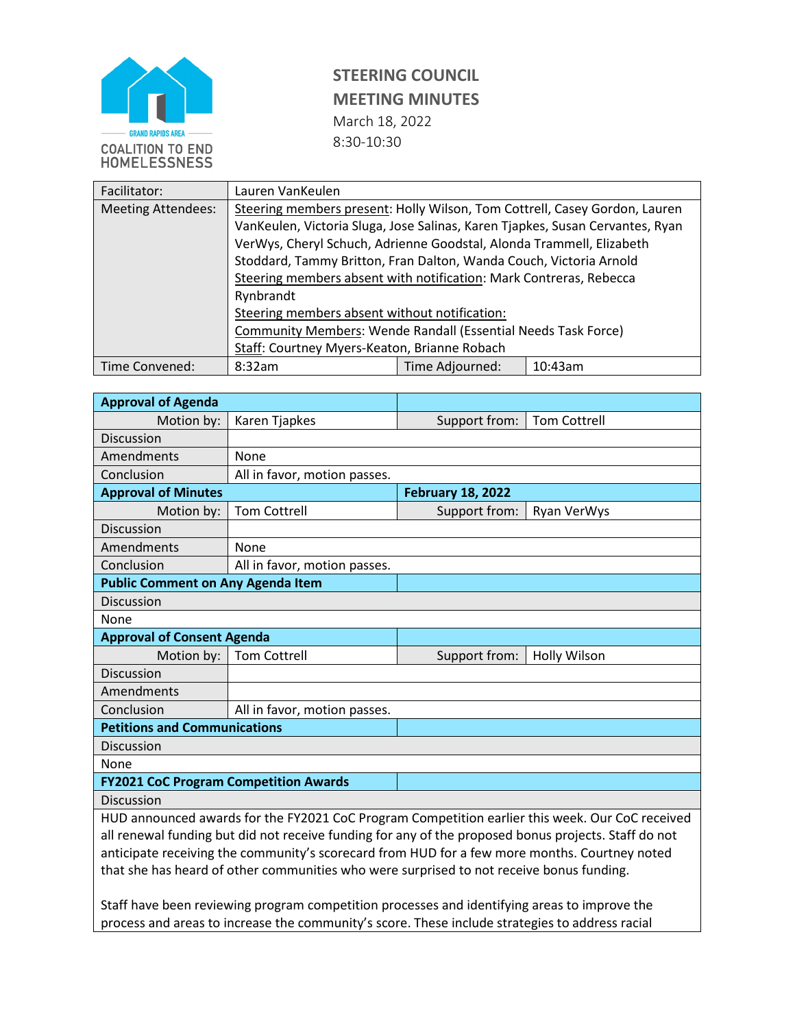GRAND RAPIDS AREA COALITION TO END HOMELESSNESS

# STEERING COUNCIL MEETING MINUTES

March 18, 2022
8:30-10:30

| | | | |
|---|---|---|---|
| Facilitator: | Lauren VanKeulen | | |
| Meeting Attendees: | Steering members present: Holly Wilson, Tom Cottrell, Casey Gordon, Lauren VanKeulen, Victoria Sluga, Jose Salinas, Karen Tjapkes, Susan Cervantes, Ryan VerWys, Cheryl Schuch, Adrienne Goodstal, Alonda Trammell, Elizabeth Stoddard, Tammy Britton, Fran Dalton, Wanda Couch, Victoria Arnold<br>Steering members absent with notification: Mark Contreras, Rebecca Rynbrandt<br>Steering members absent without notification:<br>Community Members: Wende Randall (Essential Needs Task Force)<br>Staff: Courtney Myers-Keaton, Brianne Robach | | |
| Time Convened: | 8:32am | Time Adjourned: | 10:43am |

| | | | |
|---|---|---|---|
| **Approval of Agenda** | | | |
| Motion by: | Karen Tjapkes | Support from: | Tom Cottrell |
| Discussion | | | |
| Amendments | None | | |
| Conclusion | All in favor, motion passes. | | |
| **Approval of Minutes** | | **February 18, 2022** | |
| Motion by: | Tom Cottrell | Support from: | Ryan VerWys |
| Discussion | | | |
| Amendments | None | | |
| Conclusion | All in favor, motion passes. | | |
| **Public Comment on Any Agenda Item** | | | |
| Discussion | | | |
| None | | | |
| **Approval of Consent Agenda** | | | |
| Motion by: | Tom Cottrell | Support from: | Holly Wilson |
| Discussion | | | |
| Amendments | | | |
| Conclusion | All in favor, motion passes. | | |
| **Petitions and Communications** | | | |
| Discussion | | | |
| None | | | |
| **FY2021 CoC Program Competition Awards** | | | |
| Discussion | | | |

HUD announced awards for the FY2021 CoC Program Competition earlier this week. Our CoC received all renewal funding but did not receive funding for any of the proposed bonus projects. Staff do not anticipate receiving the community's scorecard from HUD for a few more months. Courtney noted that she has heard of other communities who were surprised to not receive bonus funding.

Staff have been reviewing program competition processes and identifying areas to improve the process and areas to increase the community's score. These include strategies to address racial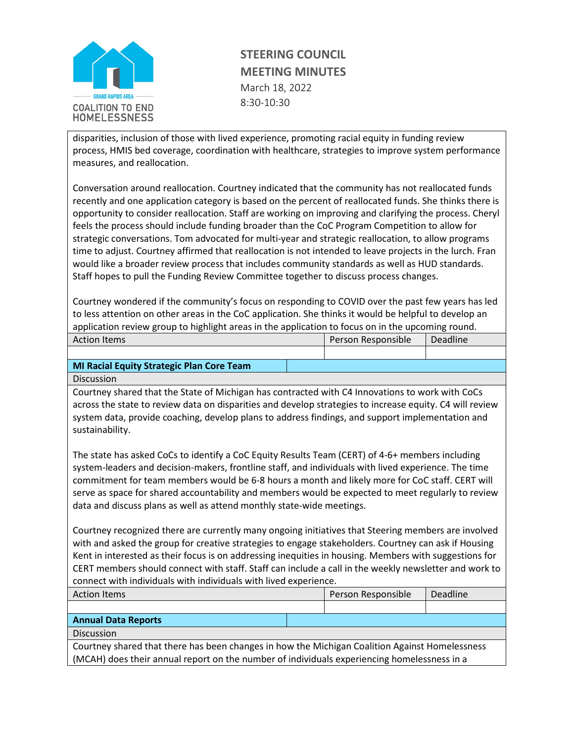disparities, inclusion of those with lived experience, promoting racial equity in funding review process, HMIS bed coverage, coordination with healthcare, strategies to improve system performance measures, and reallocation.

Conversation around reallocation. Courtney indicated that the community has not reallocated funds recently and one application category is based on the percent of reallocated funds. She thinks there is opportunity to consider reallocation. Staff are working on improving and clarifying the process. Cheryl feels the process should include funding broader than the CoC Program Competition to allow for strategic conversations. Tom advocated for multi-year and strategic reallocation, to allow programs time to adjust. Courtney affirmed that reallocation is not intended to leave projects in the lurch. Fran would like a broader review process that includes community standards as well as HUD standards. Staff hopes to pull the Funding Review Committee together to discuss process changes.

Courtney wondered if the community's focus on responding to COVID over the past few years has led to less attention on other areas in the CoC application. She thinks it would be helpful to develop an application review group to highlight areas in the application to focus on in the upcoming round.

| Action Items | Person Responsible | Deadline |
| --- | --- | --- |
| | | |

**MI Racial Equity Strategic Plan Core Team**

Discussion

Courtney shared that the State of Michigan has contracted with C4 Innovations to work with CoCs across the state to review data on disparities and develop strategies to increase equity. C4 will review system data, provide coaching, develop plans to address findings, and support implementation and sustainability.

The state has asked CoCs to identify a CoC Equity Results Team (CERT) of 4-6+ members including system-leaders and decision-makers, frontline staff, and individuals with lived experience. The time commitment for team members would be 6-8 hours a month and likely more for CoC staff. CERT will serve as space for shared accountability and members would be expected to meet regularly to review data and discuss plans as well as attend monthly state-wide meetings.

Courtney recognized there are currently many ongoing initiatives that Steering members are involved with and asked the group for creative strategies to engage stakeholders. Courtney can ask if Housing Kent in interested as their focus is on addressing inequities in housing. Members with suggestions for CERT members should connect with staff. Staff can include a call in the weekly newsletter and work to connect with individuals with individuals with lived experience.

| Action Items | Person Responsible | Deadline |
| --- | --- | --- |
| | | |

**Annual Data Reports**

Discussion

Courtney shared that there has been changes in how the Michigan Coalition Against Homelessness (MCAH) does their annual report on the number of individuals experiencing homelessness in a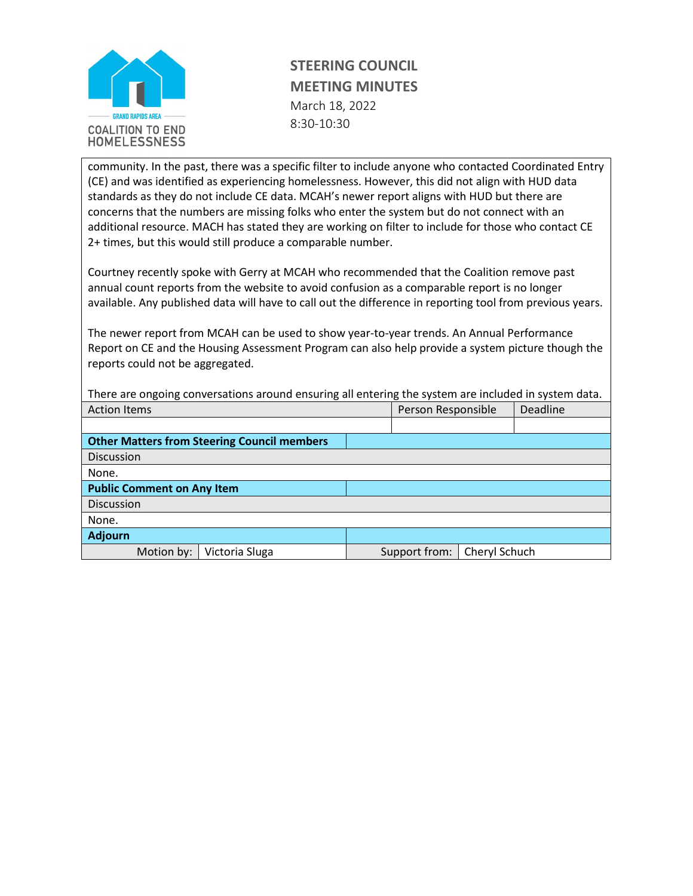**STEERING COUNCIL**
**MEETING MINUTES**
March 18, 2022
8:30-10:30

community. In the past, there was a specific filter to include anyone who contacted Coordinated Entry (CE) and was identified as experiencing homelessness. However, this did not align with HUD data standards as they do not include CE data. MCAH's newer report aligns with HUD but there are concerns that the numbers are missing folks who enter the system but do not connect with an additional resource. MACH has stated they are working on filter to include for those who contact CE 2+ times, but this would still produce a comparable number.

Courtney recently spoke with Gerry at MCAH who recommended that the Coalition remove past annual count reports from the website to avoid confusion as a comparable report is no longer available. Any published data will have to call out the difference in reporting tool from previous years.

The newer report from MCAH can be used to show year-to-year trends. An Annual Performance Report on CE and the Housing Assessment Program can also help provide a system picture though the reports could not be aggregated.

There are ongoing conversations around ensuring all entering the system are included in system data.

| Action Items | Person Responsible | Deadline |
|---|---|---|
| | | |

**Other Matters from Steering Council members**

Discussion

None.

**Public Comment on Any Item**

Discussion

None.

**Adjourn**

| | | | |
|---|---|---|---|
| Motion by: | Victoria Sluga | Support from: | Cheryl Schuch |